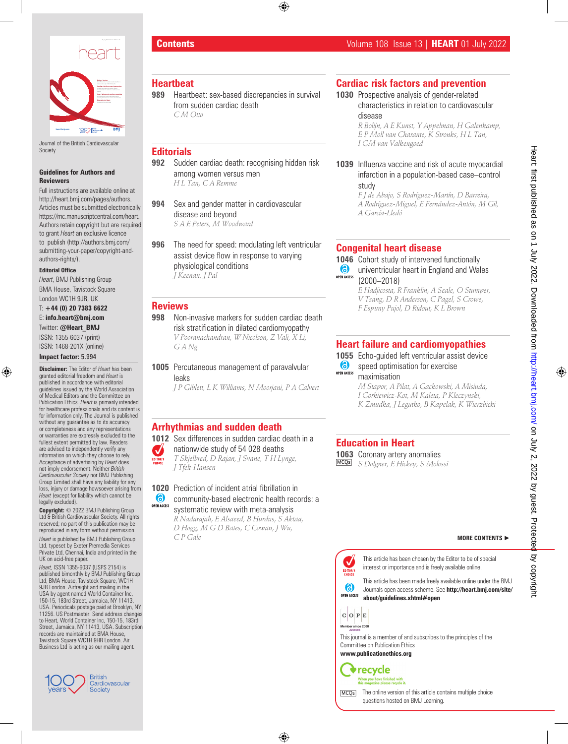# Contents

Volume 108 Issue 13 | **HEART** 01 July 2022

Journal of the British Cardiovascular Society

**Guidelines for Authors and Reviewers**

Full instructions are available online at http://heart.bmj.com/pages/authors. Articles must be submitted electronically https://mc.manuscriptcentral.com/heart. Authors retain copyright but are required to grant *Heart* an exclusive licence to publish (http://authors.bmj.com/submitting-your-paper/copyright-and-authors-rights/).

**Editorial Office**

*Heart*, BMJ Publishing Group
BMA House, Tavistock Square
London WC1H 9JR, UK
T: **+44 (0) 20 7383 6622**
E: **info.heart@bmj.com**
Twitter: **@Heart_BMJ**
ISSN: 1355-6037 (print)
ISSN: 1468-201X (online)

**Impact factor:** 5.994

**Disclaimer:** The Editor of *Heart* has been granted editorial freedom and *Heart* is published in accordance with editorial guidelines issued by the World Association of Medical Editors and the Committee on Publication Ethics. *Heart* is primarily intended for healthcare professionals and its content is for information only. The Journal is published without any guarantee as to its accuracy or completeness and any representations or warranties are expressly excluded to the fullest extent permitted by law. Readers are advised to independently verify any information on which they choose to rely. Acceptance of advertising by *Heart* does not imply endorsement. Neither *British Cardiovascular Society* nor BMJ Publishing Group Limited shall have any liability for any loss, injury or damage howsoever arising from *Heart* (except for liability which cannot be legally excluded).

**Copyright:** © 2022 BMJ Publishing Group Ltd & British Cardiovascular Society. All rights reserved; no part of this publication may be reproduced in any form without permission.

*Heart* is published by BMJ Publishing Group Ltd, typeset by Exeter Premedia Services Private Ltd, Chennai, India and printed in the UK on acid-free paper.

*Heart,* ISSN 1355-6037 (USPS 2154) is published bimonthly by BMJ Publishing Group Ltd, BMA House, Tavistock Square, WC1H 9JR London. Airfreight and mailing in the USA by agent named World Container Inc, 150-15, 183rd Street, Jamaica, NY 11413, USA. Periodicals postage paid at Brooklyn, NY 11256. US Postmaster: Send address changes to Heart, World Container Inc, 150-15, 183rd Street, Jamaica, NY 11413, USA. Subscription records are maintained at BMA House, Tavistock Square WC1H 9HR London. Air Business Ltd is acting as our mailing agent.

## Heartbeat

**989** Heartbeat: sex-based discrepancies in survival from sudden cardiac death
*C M Otto*

## Editorials

**992** Sudden cardiac death: recognising hidden risk among women versus men
*H L Tan, C A Remme*

**994** Sex and gender matter in cardiovascular disease and beyond
*S A E Peters, M Woodward*

**996** The need for speed: modulating left ventricular assist device flow in response to varying physiological conditions
*J Keenan, J Pal*

## Reviews

**998** Non-invasive markers for sudden cardiac death risk stratification in dilated cardiomyopathy
*V Pooranachandran, W Nicolson, Z Vali, X Li, G A Ng*

**1005** Percutaneous management of paravalvular leaks
*J P Giblett, L K Williams, N Moorjani, P A Calvert*

## Arrhythmias and sudden death

**1012** Sex differences in sudden cardiac death in a nationwide study of 54 028 deaths (EDITOR'S CHOICE)
*T Skjelbred, D Rajan, J Svane, T H Lynge, J Tfelt-Hansen*

**1020** Prediction of incident atrial fibrillation in community-based electronic health records: a systematic review with meta-analysis (OPEN ACCESS)
*R Nadarajah, E Alsaeed, B Hurdus, S Aktaa, D Hogg, M G D Bates, C Cowan, J Wu, C P Gale*

## Cardiac risk factors and prevention

**1030** Prospective analysis of gender-related characteristics in relation to cardiovascular disease
*R Bolijn, A E Kunst, Y Appelman, H Galenkamp, E P Moll van Charante, K Stronks, H L Tan, I GM van Valkengoed*

**1039** Influenza vaccine and risk of acute myocardial infarction in a population-based case–control study
*F J de Abajo, S Rodríguez-Martín, D Barreira, A Rodríguez-Miguel, E Fernández-Antón, M Gil, A García-Lledó*

## Congenital heart disease

**1046** Cohort study of intervened functionally univentricular heart in England and Wales (2000–2018) (OPEN ACCESS)
*E Hadjicosta, R Franklin, A Seale, O Stumper, V Tsang, D R Anderson, C Pagel, S Crowe, F Espuny Pujol, D Ridout, K L Brown*

## Heart failure and cardiomyopathies

**1055** Echo-guided left ventricular assist device speed optimisation for exercise maximisation (OPEN ACCESS)
*M Stapor, A Pilat, A Gackowski, A Misiuda, I Gorkiewicz-Kot, M Kaleta, P Kleczynski, K Zmudka, J Legutko, B Kapelak, K Wierzbicki*

## Education in Heart

**1063** Coronary artery anomalies (MCQs)
*S Dolgner, E Hickey, S Molossi*

**MORE CONTENTS ►**

EDITOR'S CHOICE: This article has been chosen by the Editor to be of special interest or importance and is freely available online.

OPEN ACCESS: This article has been made freely available online under the BMJ Journals open access scheme. See **http://heart.bmj.com/site/about/guidelines.xhtml#open**

COPE — Member since 2008

This journal is a member of and subscribes to the principles of the Committee on Publication Ethics
**www.publicationethics.org**

recycle — When you have finished with this magazine please recycle it.

MCQs: The online version of this article contains multiple choice questions hosted on BMJ Learning.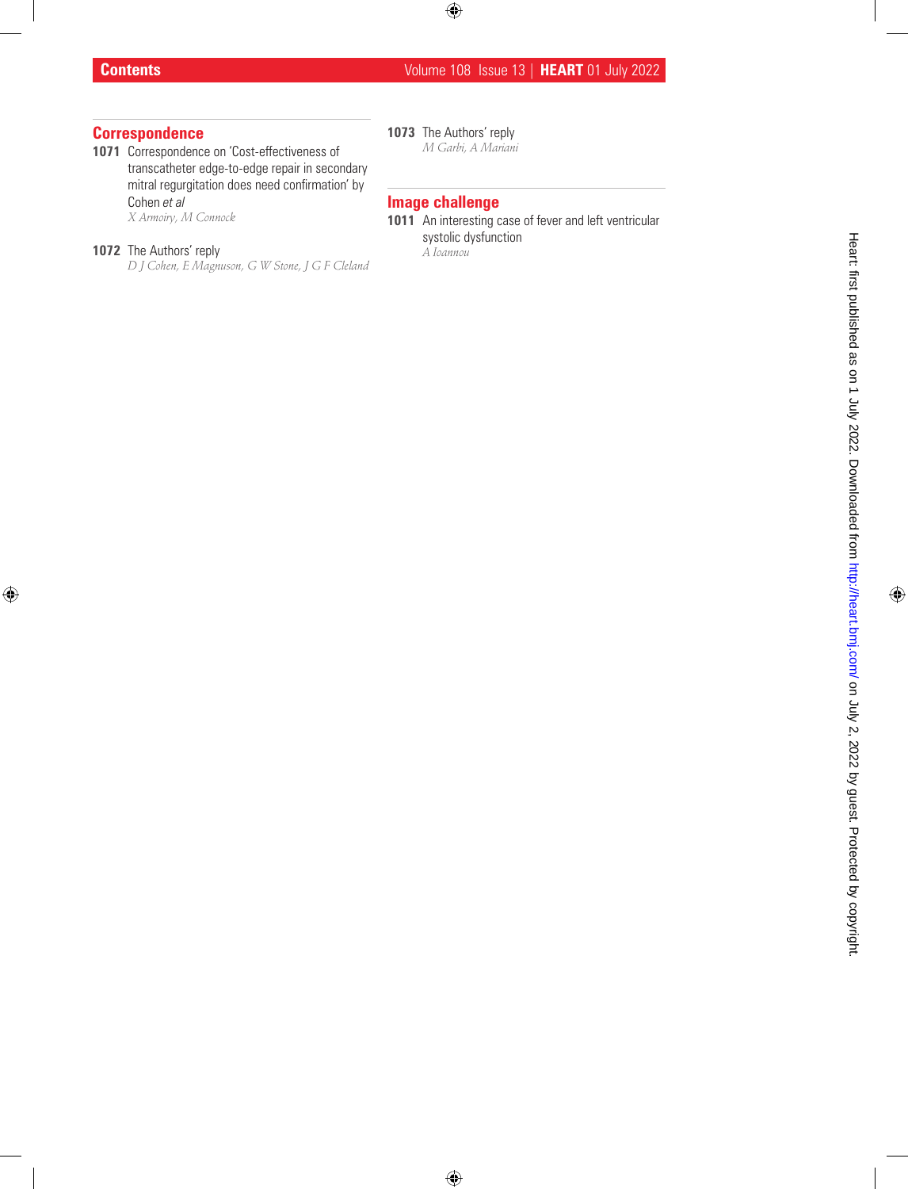## Correspondence

**1071** Correspondence on 'Cost-effectiveness of transcatheter edge-to-edge repair in secondary mitral regurgitation does need confirmation' by Cohen *et al*
*X Armoiry, M Connock*

**1072** The Authors' reply
*D J Cohen, E Magnuson, G W Stone, J G F Cleland*

**1073** The Authors' reply
*M Garbi, A Mariani*

## Image challenge

**1011** An interesting case of fever and left ventricular systolic dysfunction
*A Ioannou*